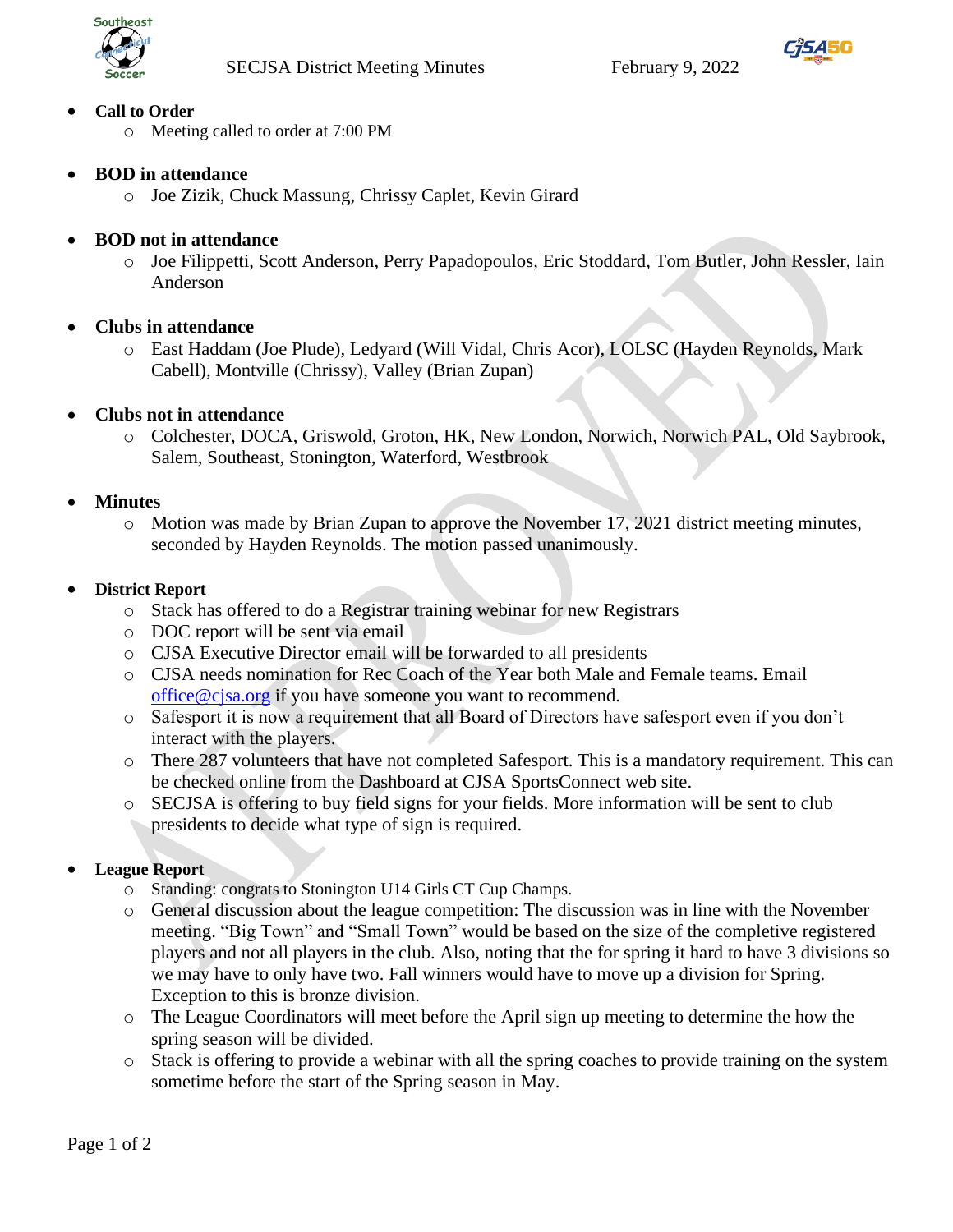SECJSA District Meeting Minutes February 9, 2022

- **Call to Order**
  - Meeting called to order at 7:00 PM

- **BOD in attendance**
  - Joe Zizik, Chuck Massung, Chrissy Caplet, Kevin Girard

- **BOD not in attendance**
  - Joe Filippetti, Scott Anderson, Perry Papadopoulos, Eric Stoddard, Tom Butler, John Ressler, Iain Anderson

- **Clubs in attendance**
  - East Haddam (Joe Plude), Ledyard (Will Vidal, Chris Acor), LOLSC (Hayden Reynolds, Mark Cabell), Montville (Chrissy), Valley (Brian Zupan)

- **Clubs not in attendance**
  - Colchester, DOCA, Griswold, Groton, HK, New London, Norwich, Norwich PAL, Old Saybrook, Salem, Southeast, Stonington, Waterford, Westbrook

- **Minutes**
  - Motion was made by Brian Zupan to approve the November 17, 2021 district meeting minutes, seconded by Hayden Reynolds. The motion passed unanimously.

- **District Report**
  - Stack has offered to do a Registrar training webinar for new Registrars
  - DOC report will be sent via email
  - CJSA Executive Director email will be forwarded to all presidents
  - CJSA needs nomination for Rec Coach of the Year both Male and Female teams. Email office@cjsa.org if you have someone you want to recommend.
  - Safesport it is now a requirement that all Board of Directors have safesport even if you don't interact with the players.
  - There 287 volunteers that have not completed Safesport. This is a mandatory requirement. This can be checked online from the Dashboard at CJSA SportsConnect web site.
  - SECJSA is offering to buy field signs for your fields. More information will be sent to club presidents to decide what type of sign is required.

- **League Report**
  - Standing: congrats to Stonington U14 Girls CT Cup Champs.
  - General discussion about the league competition: The discussion was in line with the November meeting. "Big Town" and "Small Town" would be based on the size of the completive registered players and not all players in the club. Also, noting that the for spring it hard to have 3 divisions so we may have to only have two. Fall winners would have to move up a division for Spring. Exception to this is bronze division.
  - The League Coordinators will meet before the April sign up meeting to determine the how the spring season will be divided.
  - Stack is offering to provide a webinar with all the spring coaches to provide training on the system sometime before the start of the Spring season in May.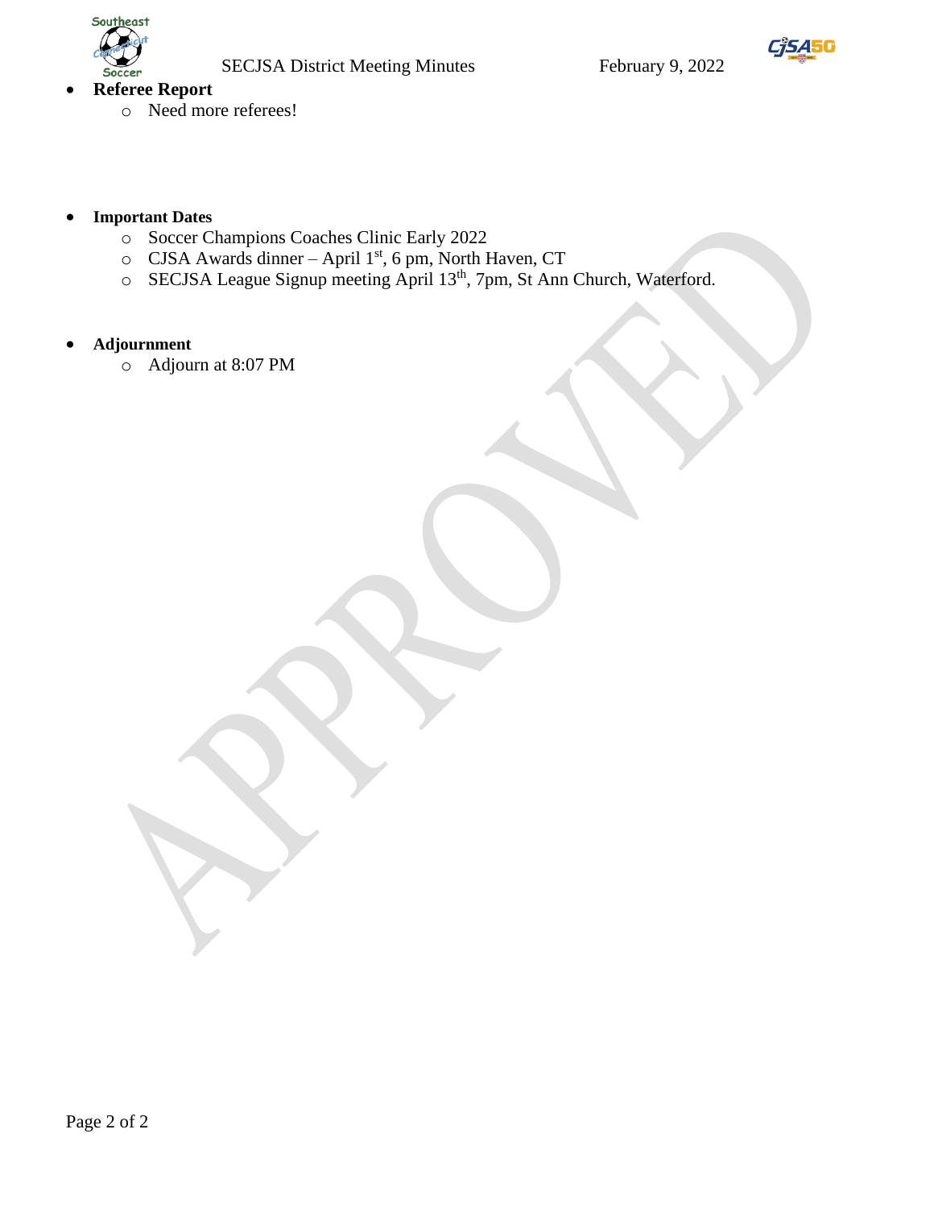- **Referee Report**
  - Need more referees!

- **Important Dates**
  - Soccer Champions Coaches Clinic Early 2022
  - CJSA Awards dinner – April 1st, 6 pm, North Haven, CT
  - SECJSA League Signup meeting April 13th, 7pm, St Ann Church, Waterford.

- **Adjournment**
  - Adjourn at 8:07 PM

APPROVED